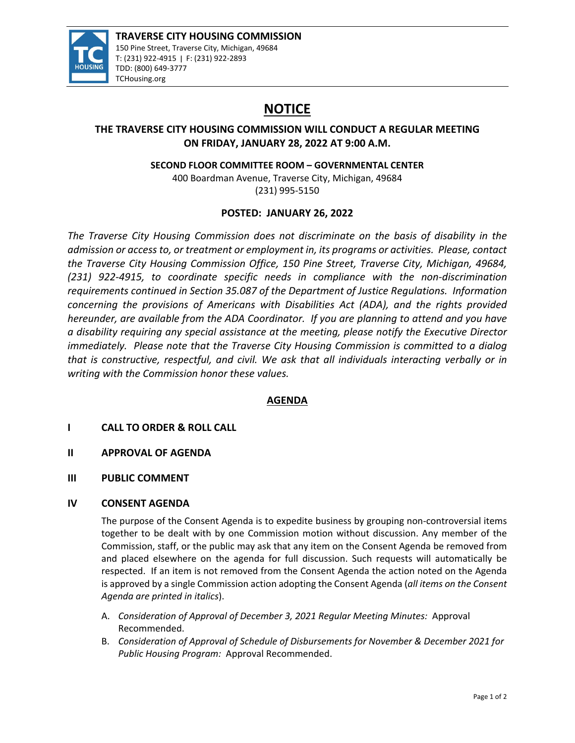**TRAVERSE CITY HOUSING COMMISSION**
150 Pine Street, Traverse City, Michigan, 49684
T: (231) 922-4915 | F: (231) 922-2893
TDD: (800) 649-3777
TCHousing.org

# NOTICE

## THE TRAVERSE CITY HOUSING COMMISSION WILL CONDUCT A REGULAR MEETING ON FRIDAY, JANUARY 28, 2022 AT 9:00 A.M.

**SECOND FLOOR COMMITTEE ROOM – GOVERNMENTAL CENTER**
400 Boardman Avenue, Traverse City, Michigan, 49684
(231) 995-5150

**POSTED: JANUARY 26, 2022**

*The Traverse City Housing Commission does not discriminate on the basis of disability in the admission or access to, or treatment or employment in, its programs or activities. Please, contact the Traverse City Housing Commission Office, 150 Pine Street, Traverse City, Michigan, 49684, (231) 922-4915, to coordinate specific needs in compliance with the non-discrimination requirements continued in Section 35.087 of the Department of Justice Regulations. Information concerning the provisions of Americans with Disabilities Act (ADA), and the rights provided hereunder, are available from the ADA Coordinator. If you are planning to attend and you have a disability requiring any special assistance at the meeting, please notify the Executive Director immediately. Please note that the Traverse City Housing Commission is committed to a dialog that is constructive, respectful, and civil. We ask that all individuals interacting verbally or in writing with the Commission honor these values.*

## AGENDA

**I CALL TO ORDER & ROLL CALL**

**II APPROVAL OF AGENDA**

**III PUBLIC COMMENT**

**IV CONSENT AGENDA**

The purpose of the Consent Agenda is to expedite business by grouping non-controversial items together to be dealt with by one Commission motion without discussion. Any member of the Commission, staff, or the public may ask that any item on the Consent Agenda be removed from and placed elsewhere on the agenda for full discussion. Such requests will automatically be respected. If an item is not removed from the Consent Agenda the action noted on the Agenda is approved by a single Commission action adopting the Consent Agenda (*all items on the Consent Agenda are printed in italics*).

A. *Consideration of Approval of December 3, 2021 Regular Meeting Minutes:* Approval Recommended.
B. *Consideration of Approval of Schedule of Disbursements for November & December 2021 for Public Housing Program:* Approval Recommended.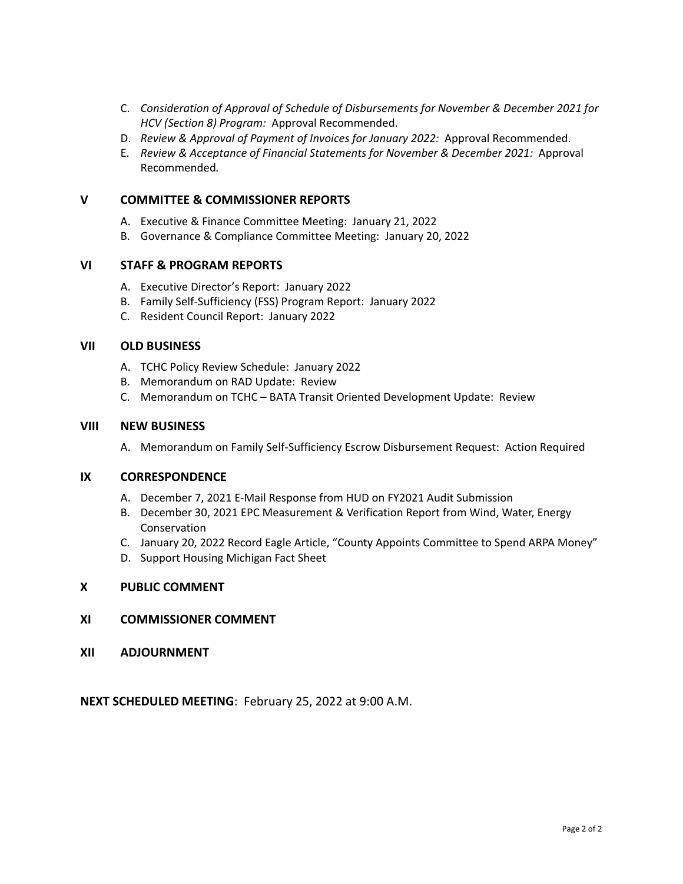C. *Consideration of Approval of Schedule of Disbursements for November & December 2021 for HCV (Section 8) Program:* Approval Recommended.
D. *Review & Approval of Payment of Invoices for January 2022:* Approval Recommended.
E. *Review & Acceptance of Financial Statements for November & December 2021:* Approval Recommended*.*

## V COMMITTEE & COMMISSIONER REPORTS

A. Executive & Finance Committee Meeting: January 21, 2022
B. Governance & Compliance Committee Meeting: January 20, 2022

## VI STAFF & PROGRAM REPORTS

A. Executive Director's Report: January 2022
B. Family Self-Sufficiency (FSS) Program Report: January 2022
C. Resident Council Report: January 2022

## VII OLD BUSINESS

A. TCHC Policy Review Schedule: January 2022
B. Memorandum on RAD Update: Review
C. Memorandum on TCHC – BATA Transit Oriented Development Update: Review

## VIII NEW BUSINESS

A. Memorandum on Family Self-Sufficiency Escrow Disbursement Request: Action Required

## IX CORRESPONDENCE

A. December 7, 2021 E-Mail Response from HUD on FY2021 Audit Submission
B. December 30, 2021 EPC Measurement & Verification Report from Wind, Water, Energy Conservation
C. January 20, 2022 Record Eagle Article, "County Appoints Committee to Spend ARPA Money"
D. Support Housing Michigan Fact Sheet

## X PUBLIC COMMENT

## XI COMMISSIONER COMMENT

## XII ADJOURNMENT

**NEXT SCHEDULED MEETING**: February 25, 2022 at 9:00 A.M.